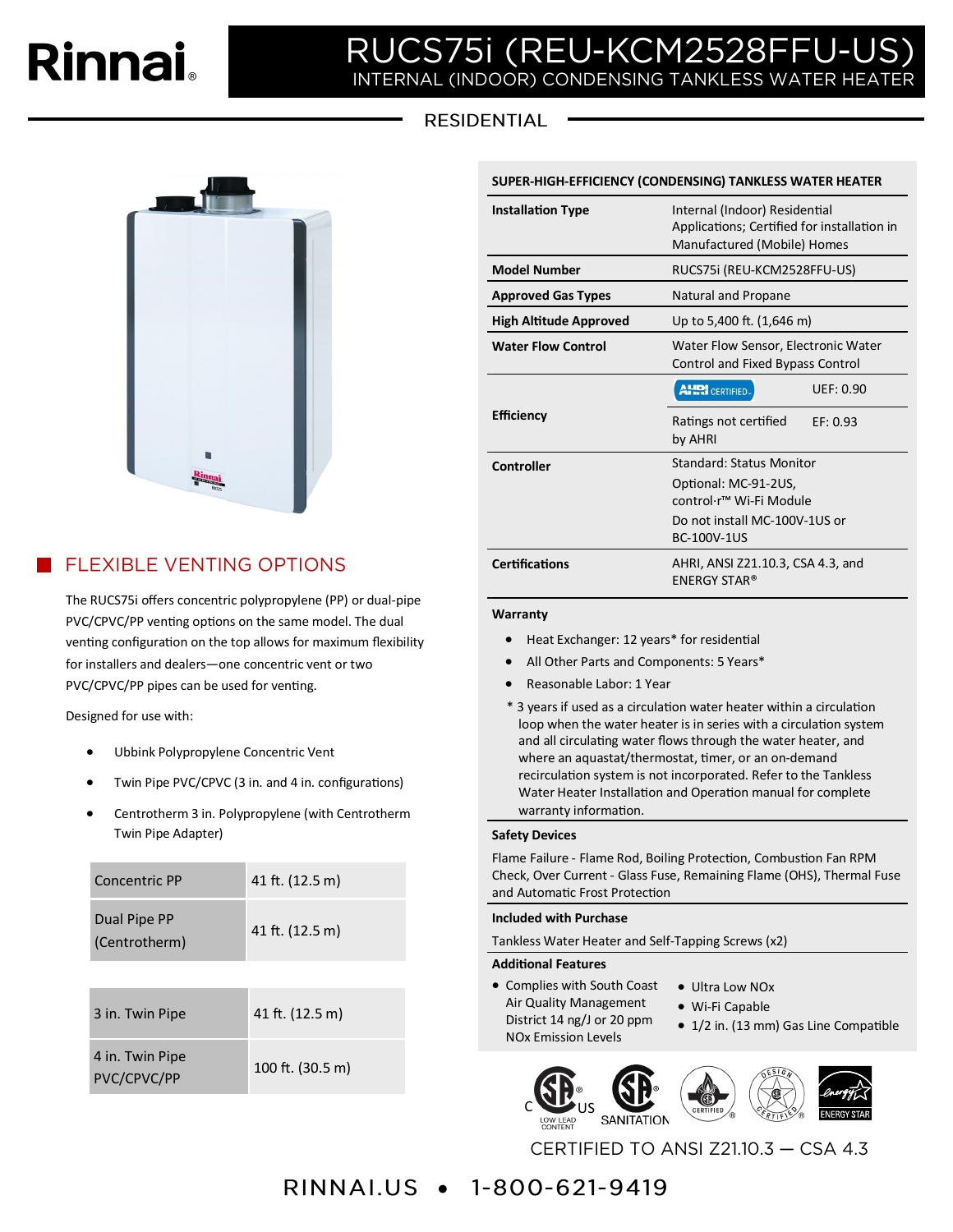# Rinnai

# RUCS75i (REU-KCM2528FFU-US)

## INTERNAL (INDOOR) CONDENSING TANKLESS WATER HEATER

RESIDENTIAL

## FLEXIBLE VENTING OPTIONS

The RUCS75i offers concentric polypropylene (PP) or dual-pipe PVC/CPVC/PP venting options on the same model. The dual venting configuration on the top allows for maximum flexibility for installers and dealers—one concentric vent or two PVC/CPVC/PP pipes can be used for venting.

Designed for use with:

- Ubbink Polypropylene Concentric Vent
- Twin Pipe PVC/CPVC (3 in. and 4 in. configurations)
- Centrotherm 3 in. Polypropylene (with Centrotherm Twin Pipe Adapter)

| | |
|---|---|
| Concentric PP | 41 ft. (12.5 m) |
| Dual Pipe PP (Centrotherm) | 41 ft. (12.5 m) |

| | |
|---|---|
| 3 in. Twin Pipe | 41 ft. (12.5 m) |
| 4 in. Twin Pipe PVC/CPVC/PP | 100 ft. (30.5 m) |

### SUPER-HIGH-EFFICIENCY (CONDENSING) TANKLESS WATER HEATER

| | |
|---|---|
| **Installation Type** | Internal (Indoor) Residential Applications; Certified for installation in Manufactured (Mobile) Homes |
| **Model Number** | RUCS75i (REU-KCM2528FFU-US) |
| **Approved Gas Types** | Natural and Propane |
| **High Altitude Approved** | Up to 5,400 ft. (1,646 m) |
| **Water Flow Control** | Water Flow Sensor, Electronic Water Control and Fixed Bypass Control |
| **Efficiency** | AHRI CERTIFIED — UEF: 0.90<br>Ratings not certified by AHRI — EF: 0.93 |
| **Controller** | Standard: Status Monitor<br>Optional: MC-91-2US, control·r™ Wi-Fi Module<br>Do not install MC-100V-1US or BC-100V-1US |
| **Certifications** | AHRI, ANSI Z21.10.3, CSA 4.3, and ENERGY STAR® |

**Warranty**

- Heat Exchanger: 12 years* for residential
- All Other Parts and Components: 5 Years*
- Reasonable Labor: 1 Year

\* 3 years if used as a circulation water heater within a circulation loop when the water heater is in series with a circulation system and all circulating water flows through the water heater, and where an aquastat/thermostat, timer, or an on-demand recirculation system is not incorporated. Refer to the Tankless Water Heater Installation and Operation manual for complete warranty information.

**Safety Devices**

Flame Failure - Flame Rod, Boiling Protection, Combustion Fan RPM Check, Over Current - Glass Fuse, Remaining Flame (OHS), Thermal Fuse and Automatic Frost Protection

**Included with Purchase**

Tankless Water Heater and Self-Tapping Screws (x2)

**Additional Features**

- Complies with South Coast Air Quality Management District 14 ng/J or 20 ppm NOx Emission Levels
- Ultra Low NOx
- Wi-Fi Capable
- 1/2 in. (13 mm) Gas Line Compatible

CERTIFIED TO ANSI Z21.10.3 — CSA 4.3

RINNAI.US • 1-800-621-9419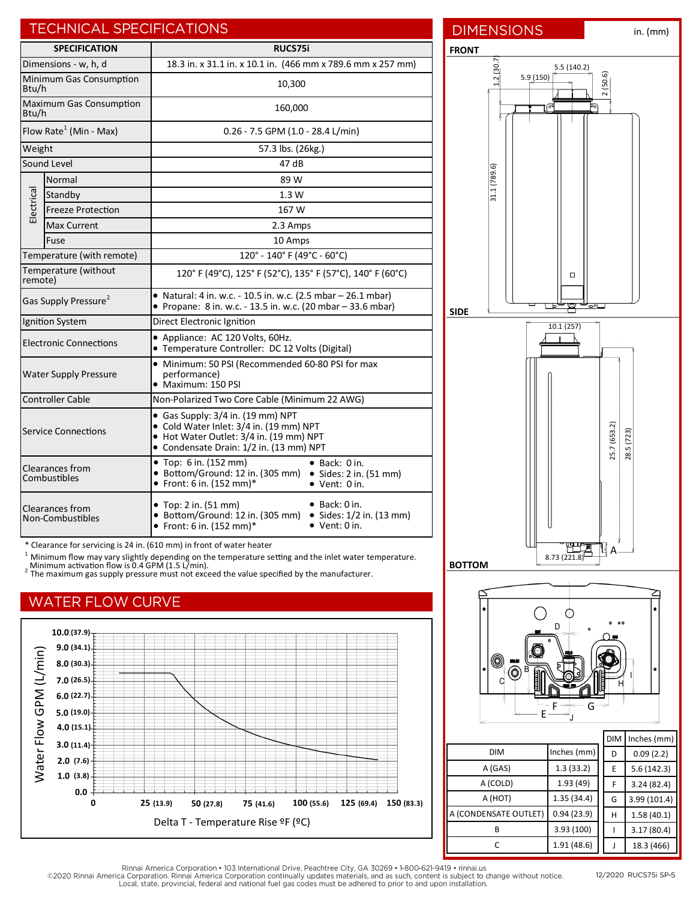## TECHNICAL SPECIFICATIONS

| SPECIFICATION | | RUCS75i |
|---|---|---|
| Dimensions - w, h, d | | 18.3 in. x 31.1 in. x 10.1 in. (466 mm x 789.6 mm x 257 mm) |
| Minimum Gas Consumption Btu/h | | 10,300 |
| Maximum Gas Consumption Btu/h | | 160,000 |
| Flow Rate[1] (Min - Max) | | 0.26 - 7.5 GPM (1.0 - 28.4 L/min) |
| Weight | | 57.3 lbs. (26kg.) |
| Sound Level | | 47 dB |
| Electrical | Normal | 89 W |
| | Standby | 1.3 W |
| | Freeze Protection | 167 W |
| | Max Current | 2.3 Amps |
| | Fuse | 10 Amps |
| Temperature (with remote) | | 120° - 140° F (49°C - 60°C) |
| Temperature (without remote) | | 120° F (49°C), 125° F (52°C), 135° F (57°C), 140° F (60°C) |
| Gas Supply Pressure[2] | | • Natural: 4 in. w.c. - 10.5 in. w.c. (2.5 mbar – 26.1 mbar)<br>• Propane: 8 in. w.c. - 13.5 in. w.c. (20 mbar – 33.6 mbar) |
| Ignition System | | Direct Electronic Ignition |
| Electronic Connections | | • Appliance: AC 120 Volts, 60Hz.<br>• Temperature Controller: DC 12 Volts (Digital) |
| Water Supply Pressure | | • Minimum: 50 PSI (Recommended 60-80 PSI for max performance)<br>• Maximum: 150 PSI |
| Controller Cable | | Non-Polarized Two Core Cable (Minimum 22 AWG) |
| Service Connections | | • Gas Supply: 3/4 in. (19 mm) NPT<br>• Cold Water Inlet: 3/4 in. (19 mm) NPT<br>• Hot Water Outlet: 3/4 in. (19 mm) NPT<br>• Condensate Drain: 1/2 in. (13 mm) NPT |
| Clearances from Combustibles | | • Top: 6 in. (152 mm)<br>• Bottom/Ground: 12 in. (305 mm)<br>• Front: 6 in. (152 mm)*<br>• Back: 0 in.<br>• Sides: 2 in. (51 mm)<br>• Vent: 0 in. |
| Clearances from Non-Combustibles | | • Top: 2 in. (51 mm)<br>• Bottom/Ground: 12 in. (305 mm)<br>• Front: 6 in. (152 mm)*<br>• Back: 0 in.<br>• Sides: 1/2 in. (13 mm)<br>• Vent: 0 in. |

\* Clearance for servicing is 24 in. (610 mm) in front of water heater

[1] Minimum flow may vary slightly depending on the temperature setting and the inlet water temperature. Minimum activation flow is 0.4 GPM (1.5 L/min).

[2] The maximum gas supply pressure must not exceed the value specified by the manufacturer.

## WATER FLOW CURVE

Water Flow GPM (L/min)

10.0 (37.9)
9.0 (34.1)
8.0 (30.3)
7.0 (26.5)
6.0 (22.7)
5.0 (19.0)
4.0 (15.1)
3.0 (11.4)
2.0 (7.6)
1.0 (3.8)
0.0

0
25 (13.9)
50 (27.8)
75 (41.6)
100 (55.6)
125 (69.4)
150 (83.3)

Delta T - Temperature Rise ºF (ºC)

## DIMENSIONS

in. (mm)

FRONT

1.2 (30.7)
5.5 (140.2)
5.9 (150)
2 (50.6)
31.1 (789.6)

SIDE

10.1 (257)
25.7 (653.2)
28.5 (723)
8.73 (221.8)
A

BOTTOM

D
B
C
H
I
F
G
E
J

| DIM | Inches (mm) |
|---|---|
| A (GAS) | 1.3 (33.2) |
| A (COLD) | 1.93 (49) |
| A (HOT) | 1.35 (34.4) |
| A (CONDENSATE OUTLET) | 0.94 (23.9) |
| B | 3.93 (100) |
| C | 1.91 (48.6) |
| D | 0.09 (2.2) |
| E | 5.6 (142.3) |
| F | 3.24 (82.4) |
| G | 3.99 (101.4) |
| H | 1.58 (40.1) |
| I | 3.17 (80.4) |
| J | 18.3 (466) |

Rinnai America Corporation • 103 International Drive, Peachtree City, GA 30269 • 1-800-621-9419 • rinnai.us
©2020 Rinnai America Corporation. Rinnai America Corporation continually updates materials, and as such, content is subject to change without notice.
Local, state, provincial, federal and national fuel gas codes must be adhered to prior to and upon installation.

12/2020 RUCS75i SP-5